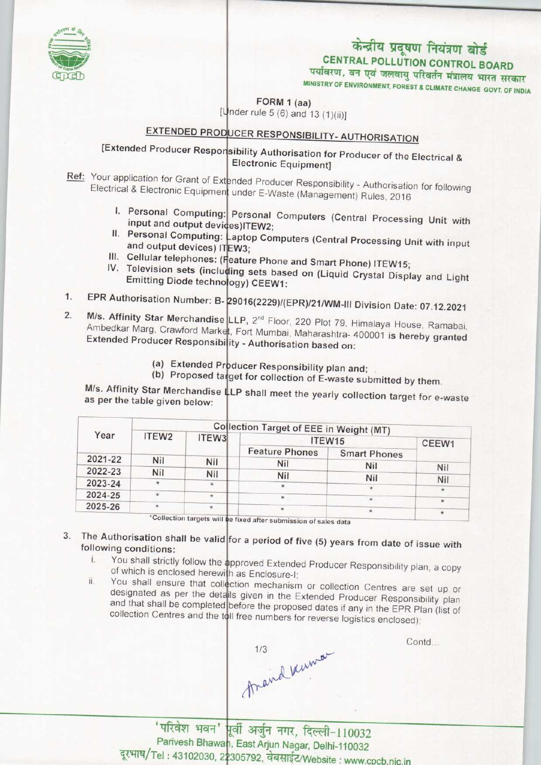# केन्द्रीय प्रदूषण नियंत्रण बोर्ड

## CENTRAL POLLUTION CONTROL BOARD

पर्यावरण, वन एवं जलवायु परिवर्तन मंत्रालय भारत सरकार

MINISTRY OF ENVIRONMENT, FOREST & CLIMATE CHANGE GOVT. OF INDIA

**FORM 1 (aa)**

[Under rule 5 (6) and 13 (1)(ii)]

## EXTENDED PRODUCER RESPONSIBILITY- AUTHORISATION

[Extended Producer Responsibility Authorisation for Producer of the Electrical & Electronic Equipment]

**Ref:** Your application for Grant of Extended Producer Responsibility - Authorisation for following Electrical & Electronic Equipment under E-Waste (Management) Rules, 2016

I. Personal Computing: Personal Computers (Central Processing Unit with input and output devices)ITEW2;
II. Personal Computing: Laptop Computers (Central Processing Unit with input and output devices) ITEW3;
III. Cellular telephones: (Feature Phone and Smart Phone) ITEW15;
IV. Television sets (including sets based on (Liquid Crystal Display and Light Emitting Diode technology) CEEW1:

1. EPR Authorisation Number: B- 29016(2229)/(EPR)/21/WM-III Division Date: 07.12.2021

2. M/s. Affinity Star Merchandise LLP, 2nd Floor, 220 Plot 79, Himalaya House, Ramabai, Ambedkar Marg, Crawford Market, Fort Mumbai, Maharashtra- 400001 is hereby granted Extended Producer Responsibility - Authorisation based on:

   (a) Extended Producer Responsibility plan and;
   (b) Proposed target for collection of E-waste submitted by them.

   M/s. Affinity Star Merchandise LLP shall meet the yearly collection target for e-waste as per the table given below:

| Year | Collection Target of EEE in Weight (MT) | | | | |
|---|---|---|---|---|---|
| | ITEW2 | ITEW3 | ITEW15 | | CEEW1 |
| | | | Feature Phones | Smart Phones | |
| 2021-22 | Nil | Nil | Nil | Nil | Nil |
| 2022-23 | Nil | Nil | Nil | Nil | Nil |
| 2023-24 | * | * | * | * | * |
| 2024-25 | * | * | * | * | * |
| 2025-26 | * | * | * | * | * |

*Collection targets will be fixed after submission of sales data

3. The Authorisation shall be valid for a period of five (5) years from date of issue with following conditions:
   i. You shall strictly follow the approved Extended Producer Responsibility plan, a copy of which is enclosed herewith as Enclosure-I;
   ii. You shall ensure that collection mechanism or collection Centres are set up or designated as per the details given in the Extended Producer Responsibility plan and that shall be completed before the proposed dates if any in the EPR Plan (list of collection Centres and the toll free numbers for reverse logistics enclosed);

Contd...

Anand Kumar

'परिवेश भवन' पूर्वी अर्जुन नगर, दिल्ली-110032

Parivesh Bhawan, East Arjun Nagar, Delhi-110032

दूरभाष/Tel : 43102030, 22305792, वेबसाईट/Website : www.cpcb.nic.in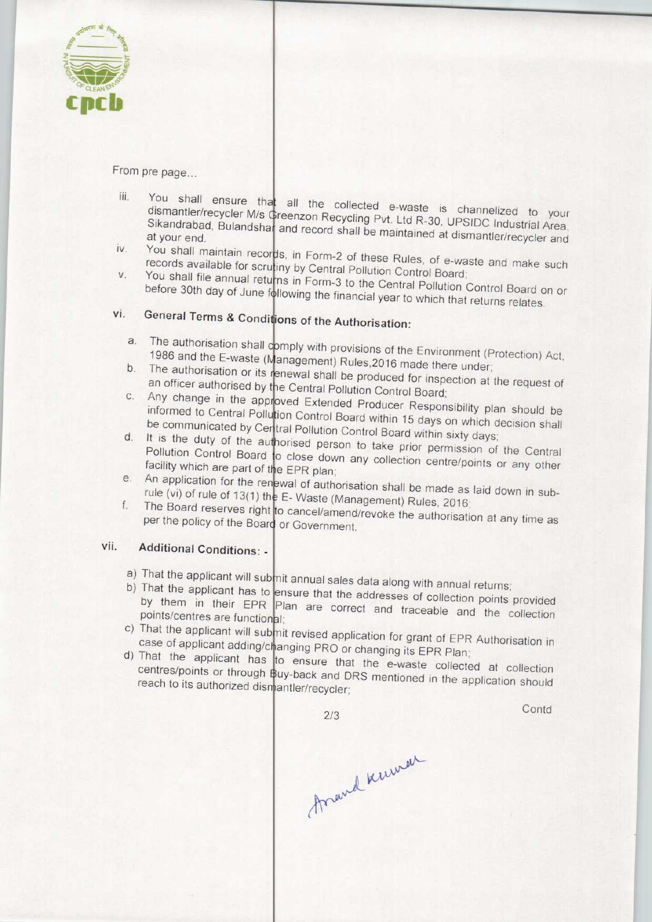From pre page...

iii. You shall ensure that all the collected e-waste is channelized to your dismantler/recycler M/s Greenzon Recycling Pvt. Ltd R-30, UPSIDC Industrial Area, Sikandrabad, Bulandshar and record shall be maintained at dismantler/recycler and at your end.

iv. You shall maintain records, in Form-2 of these Rules, of e-waste and make such records available for scrutiny by Central Pollution Control Board;

v. You shall file annual returns in Form-3 to the Central Pollution Control Board on or before 30th day of June following the financial year to which that returns relates.

vi. **General Terms & Conditions of the Authorisation:**

a. The authorisation shall comply with provisions of the Environment (Protection) Act, 1986 and the E-waste (Management) Rules,2016 made there under;

b. The authorisation or its renewal shall be produced for inspection at the request of an officer authorised by the Central Pollution Control Board;

c. Any change in the approved Extended Producer Responsibility plan should be informed to Central Pollution Control Board within 15 days on which decision shall be communicated by Central Pollution Control Board within sixty days;

d. It is the duty of the authorised person to take prior permission of the Central Pollution Control Board to close down any collection centre/points or any other facility which are part of the EPR plan;

e. An application for the renewal of authorisation shall be made as laid down in sub-rule (vi) of rule of 13(1) the E- Waste (Management) Rules, 2016;

f. The Board reserves right to cancel/amend/revoke the authorisation at any time as per the policy of the Board or Government.

vii. **Additional Conditions: -**

a) That the applicant will submit annual sales data along with annual returns;

b) That the applicant has to ensure that the addresses of collection points provided by them in their EPR Plan are correct and traceable and the collection points/centres are functional;

c) That the applicant will submit revised application for grant of EPR Authorisation in case of applicant adding/changing PRO or changing its EPR Plan;

d) That the applicant has to ensure that the e-waste collected at collection centres/points or through Buy-back and DRS mentioned in the application should reach to its authorized dismantler/recycler;

Contd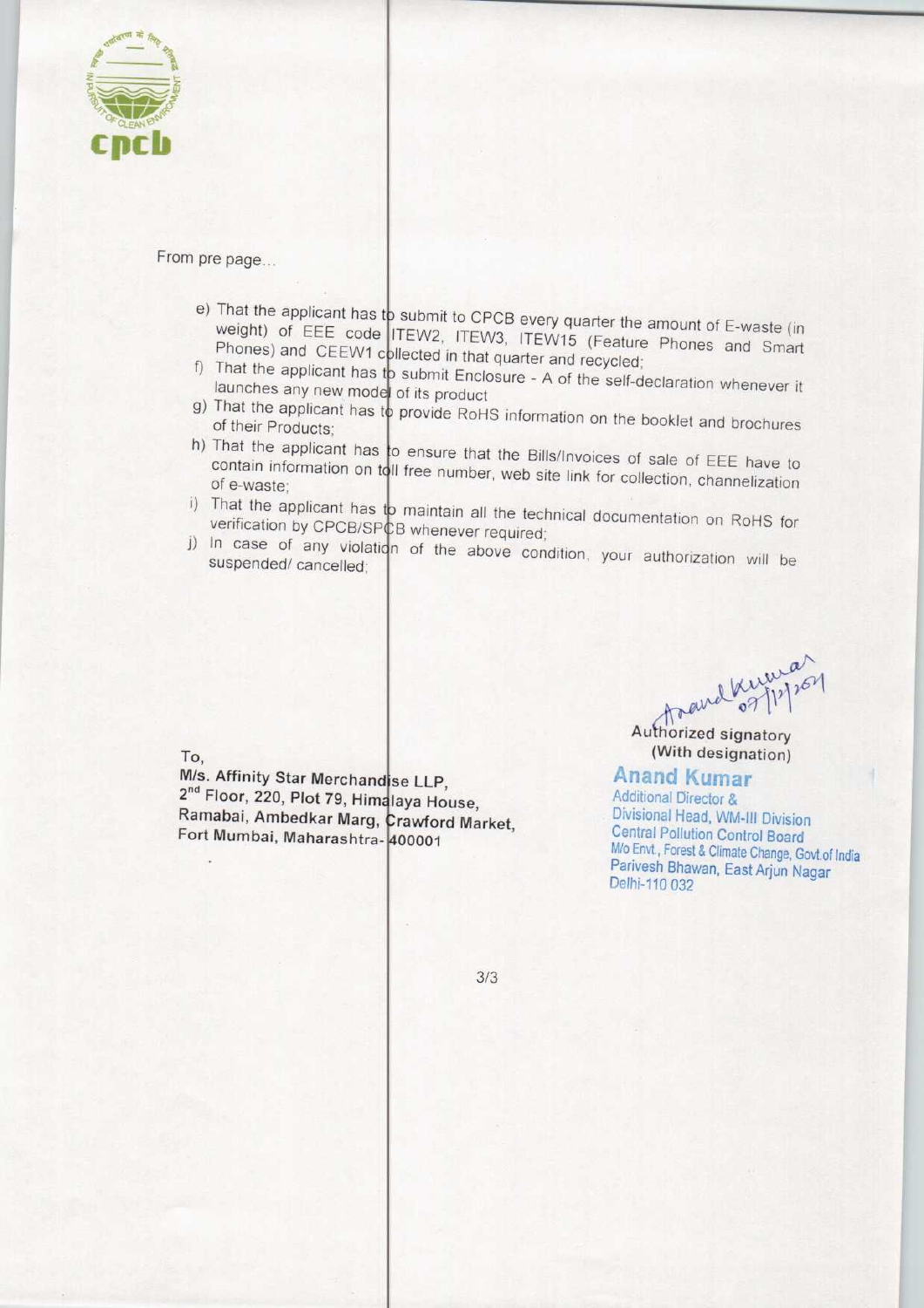From pre page...

e) That the applicant has to submit to CPCB every quarter the amount of E-waste (in weight) of EEE code ITEW2, ITEW3, ITEW15 (Feature Phones and Smart Phones) and CEEW1 collected in that quarter and recycled;

f) That the applicant has to submit Enclosure - A of the self-declaration whenever it launches any new model of its product

g) That the applicant has to provide RoHS information on the booklet and brochures of their Products;

h) That the applicant has to ensure that the Bills/Invoices of sale of EEE have to contain information on toll free number, web site link for collection, channelization of e-waste;

i) That the applicant has to maintain all the technical documentation on RoHS for verification by CPCB/SPCB whenever required;

j) In case of any violation of the above condition, your authorization will be suspended/ cancelled;

Anand Kumar 07/12/2021

Authorized signatory
(With designation)

**Anand Kumar**
Additional Director &
Divisional Head, WM-III Division
Central Pollution Control Board
M/o Envt., Forest & Climate Change, Govt.of India
Parivesh Bhawan, East Arjun Nagar
Delhi-110 032

To,
**M/s. Affinity Star Merchandise LLP,**
**2nd Floor, 220, Plot 79, Himalaya House,**
**Ramabai, Ambedkar Marg, Crawford Market,**
**Fort Mumbai, Maharashtra- 400001**